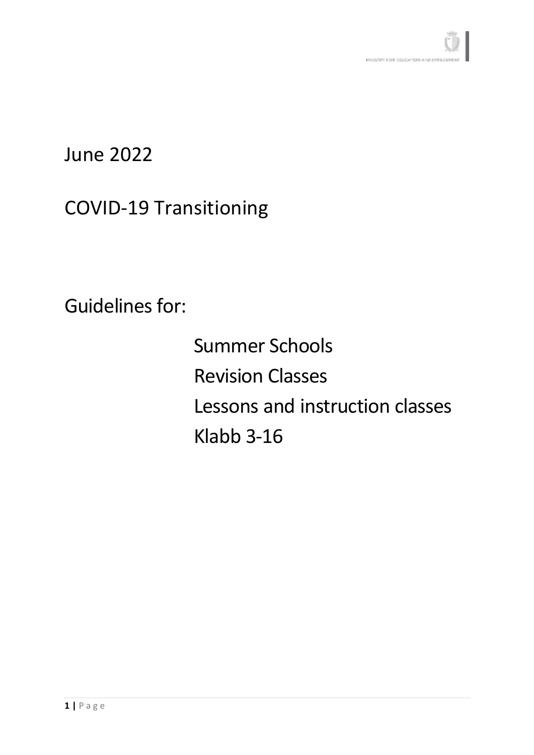June 2022

# COVID-19 Transitioning

Guidelines for:

- Summer Schools
- Revision Classes
- Lessons and instruction classes
- Klabb 3-16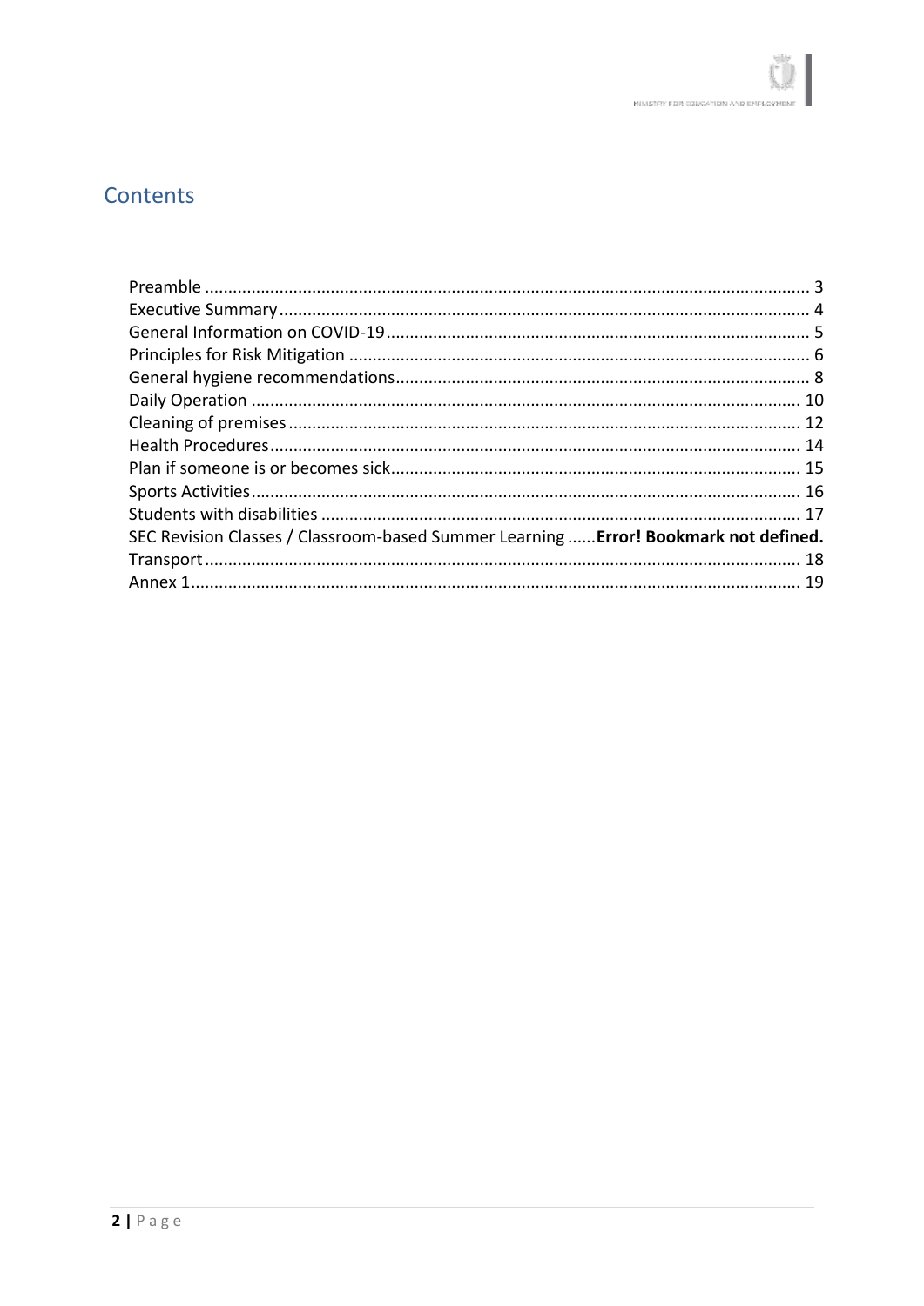## Contents

Preamble ........................................................................................................................ 3
Executive Summary ........................................................................................................ 4
General Information on COVID-19 .................................................................................. 5
Principles for Risk Mitigation ......................................................................................... 6
General hygiene recommendations ................................................................................. 8
Daily Operation ............................................................................................................ 10
Cleaning of premises .................................................................................................... 12
Health Procedures ........................................................................................................ 14
Plan if someone is or becomes sick ................................................................................ 15
Sports Activities ............................................................................................................ 16
Students with disabilities ............................................................................................. 17
SEC Revision Classes / Classroom-based Summer Learning ...... **Error! Bookmark not defined.**
Transport ..................................................................................................................... 18
Annex 1 ........................................................................................................................ 19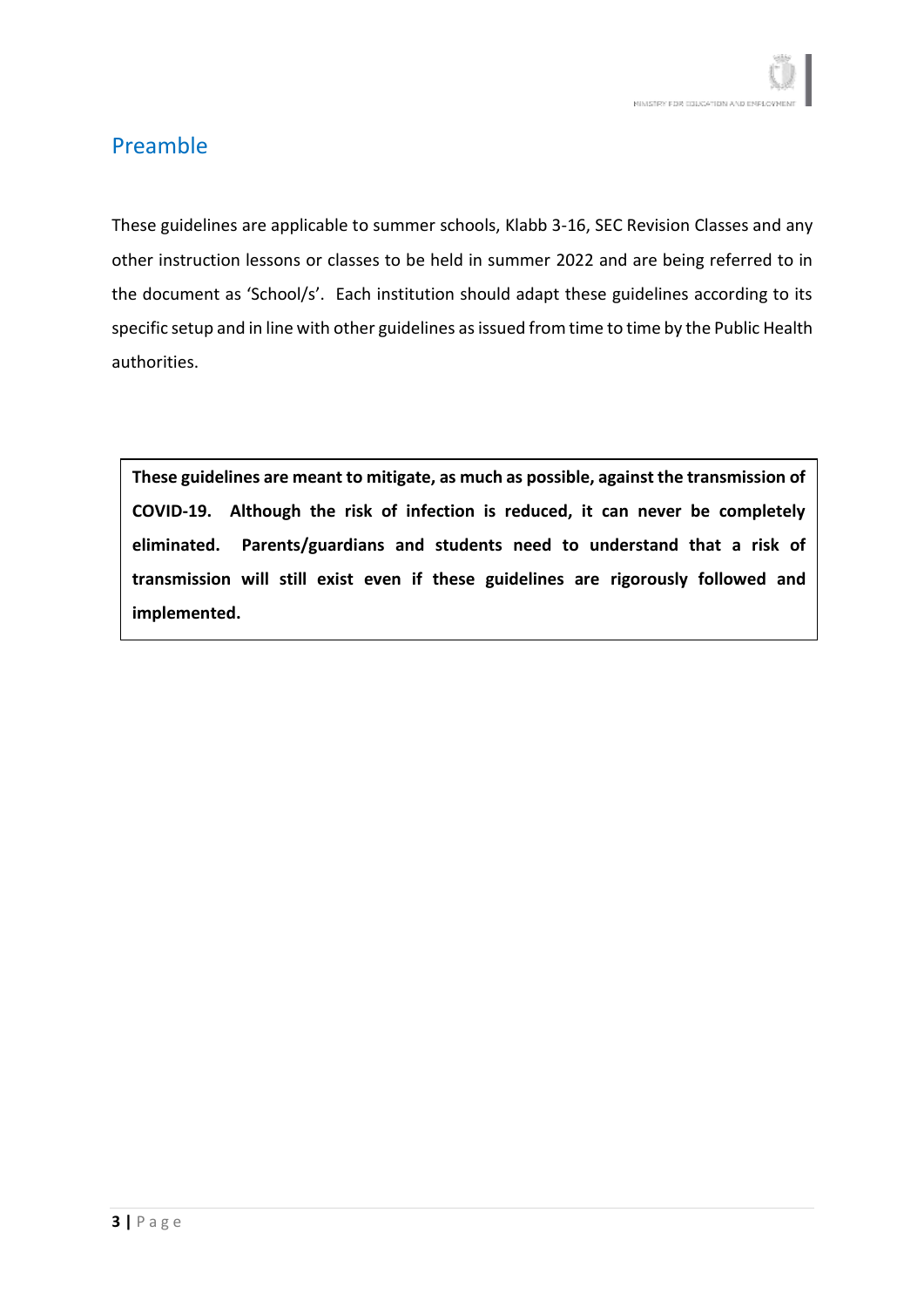## Preamble

These guidelines are applicable to summer schools, Klabb 3-16, SEC Revision Classes and any other instruction lessons or classes to be held in summer 2022 and are being referred to in the document as 'School/s'. Each institution should adapt these guidelines according to its specific setup and in line with other guidelines as issued from time to time by the Public Health authorities.

**These guidelines are meant to mitigate, as much as possible, against the transmission of COVID-19. Although the risk of infection is reduced, it can never be completely eliminated. Parents/guardians and students need to understand that a risk of transmission will still exist even if these guidelines are rigorously followed and implemented.**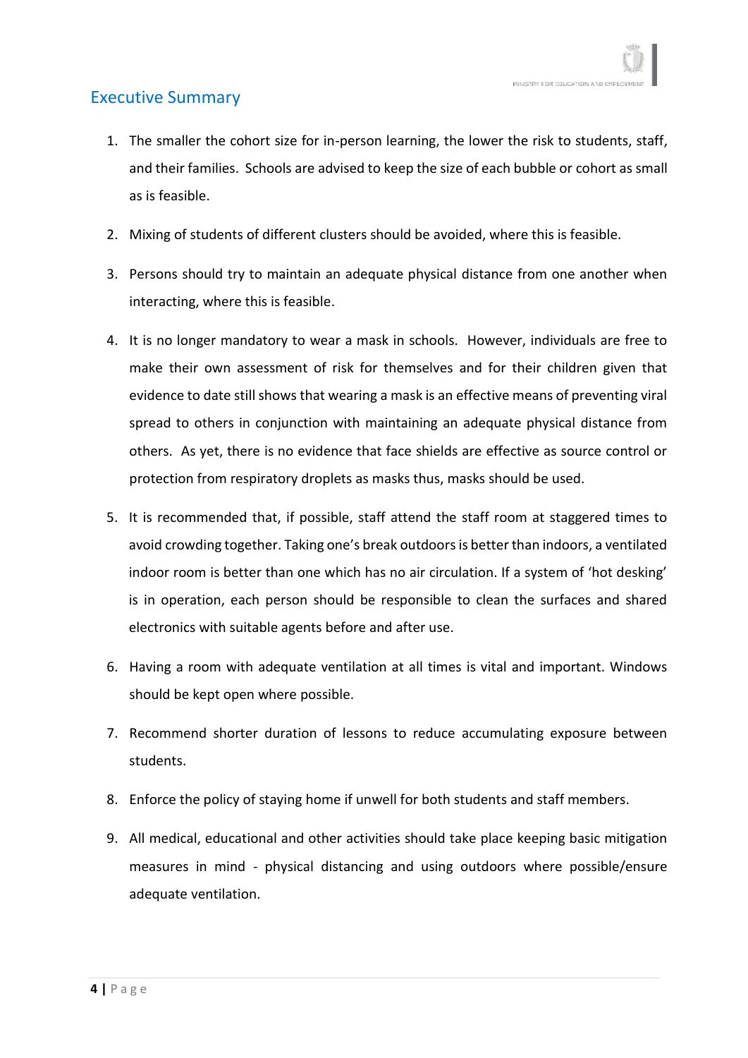## Executive Summary

1. The smaller the cohort size for in-person learning, the lower the risk to students, staff, and their families. Schools are advised to keep the size of each bubble or cohort as small as is feasible.
2. Mixing of students of different clusters should be avoided, where this is feasible.
3. Persons should try to maintain an adequate physical distance from one another when interacting, where this is feasible.
4. It is no longer mandatory to wear a mask in schools. However, individuals are free to make their own assessment of risk for themselves and for their children given that evidence to date still shows that wearing a mask is an effective means of preventing viral spread to others in conjunction with maintaining an adequate physical distance from others. As yet, there is no evidence that face shields are effective as source control or protection from respiratory droplets as masks thus, masks should be used.
5. It is recommended that, if possible, staff attend the staff room at staggered times to avoid crowding together. Taking one's break outdoors is better than indoors, a ventilated indoor room is better than one which has no air circulation. If a system of 'hot desking' is in operation, each person should be responsible to clean the surfaces and shared electronics with suitable agents before and after use.
6. Having a room with adequate ventilation at all times is vital and important. Windows should be kept open where possible.
7. Recommend shorter duration of lessons to reduce accumulating exposure between students.
8. Enforce the policy of staying home if unwell for both students and staff members.
9. All medical, educational and other activities should take place keeping basic mitigation measures in mind - physical distancing and using outdoors where possible/ensure adequate ventilation.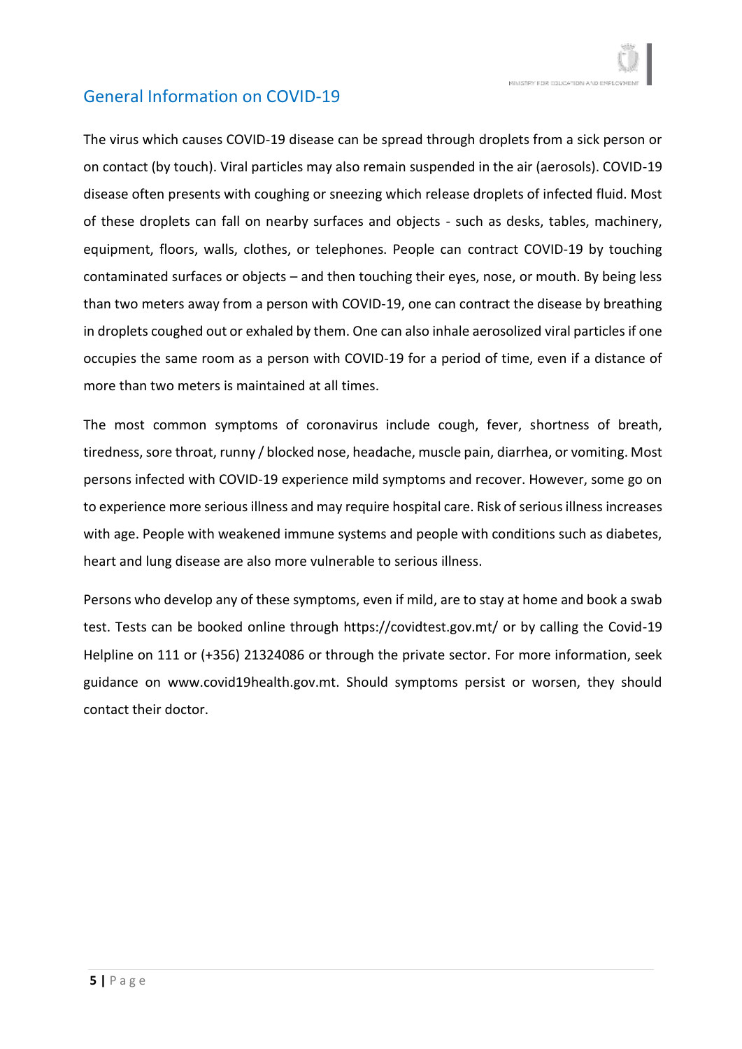## General Information on COVID-19

The virus which causes COVID-19 disease can be spread through droplets from a sick person or on contact (by touch). Viral particles may also remain suspended in the air (aerosols). COVID-19 disease often presents with coughing or sneezing which release droplets of infected fluid. Most of these droplets can fall on nearby surfaces and objects - such as desks, tables, machinery, equipment, floors, walls, clothes, or telephones. People can contract COVID-19 by touching contaminated surfaces or objects – and then touching their eyes, nose, or mouth. By being less than two meters away from a person with COVID-19, one can contract the disease by breathing in droplets coughed out or exhaled by them. One can also inhale aerosolized viral particles if one occupies the same room as a person with COVID-19 for a period of time, even if a distance of more than two meters is maintained at all times.

The most common symptoms of coronavirus include cough, fever, shortness of breath, tiredness, sore throat, runny / blocked nose, headache, muscle pain, diarrhea, or vomiting. Most persons infected with COVID-19 experience mild symptoms and recover. However, some go on to experience more serious illness and may require hospital care. Risk of serious illness increases with age. People with weakened immune systems and people with conditions such as diabetes, heart and lung disease are also more vulnerable to serious illness.

Persons who develop any of these symptoms, even if mild, are to stay at home and book a swab test. Tests can be booked online through https://covidtest.gov.mt/ or by calling the Covid-19 Helpline on 111 or (+356) 21324086 or through the private sector. For more information, seek guidance on www.covid19health.gov.mt. Should symptoms persist or worsen, they should contact their doctor.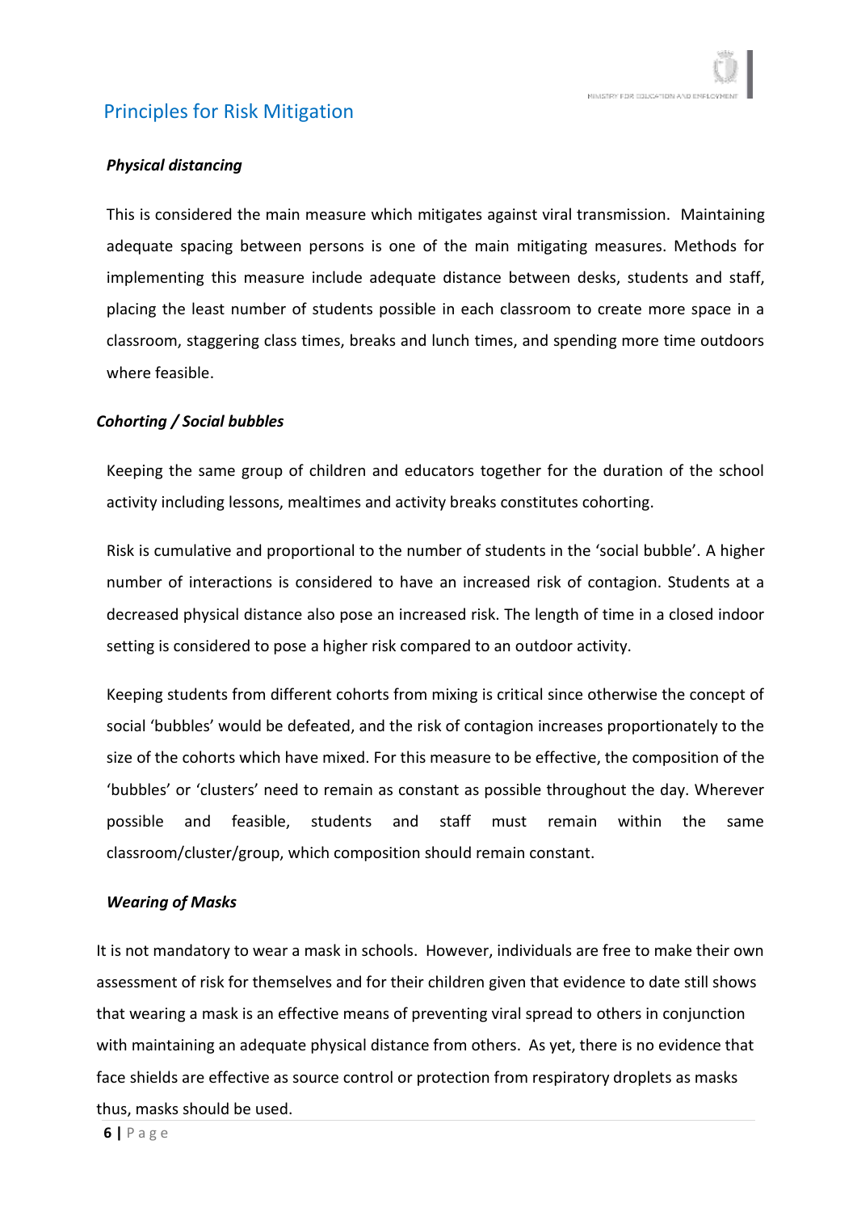## Principles for Risk Mitigation

***Physical distancing***

This is considered the main measure which mitigates against viral transmission. Maintaining adequate spacing between persons is one of the main mitigating measures. Methods for implementing this measure include adequate distance between desks, students and staff, placing the least number of students possible in each classroom to create more space in a classroom, staggering class times, breaks and lunch times, and spending more time outdoors where feasible.

***Cohorting / Social bubbles***

Keeping the same group of children and educators together for the duration of the school activity including lessons, mealtimes and activity breaks constitutes cohorting.

Risk is cumulative and proportional to the number of students in the 'social bubble'. A higher number of interactions is considered to have an increased risk of contagion. Students at a decreased physical distance also pose an increased risk. The length of time in a closed indoor setting is considered to pose a higher risk compared to an outdoor activity.

Keeping students from different cohorts from mixing is critical since otherwise the concept of social 'bubbles' would be defeated, and the risk of contagion increases proportionately to the size of the cohorts which have mixed. For this measure to be effective, the composition of the 'bubbles' or 'clusters' need to remain as constant as possible throughout the day. Wherever possible and feasible, students and staff must remain within the same classroom/cluster/group, which composition should remain constant.

***Wearing of Masks***

It is not mandatory to wear a mask in schools. However, individuals are free to make their own assessment of risk for themselves and for their children given that evidence to date still shows that wearing a mask is an effective means of preventing viral spread to others in conjunction with maintaining an adequate physical distance from others. As yet, there is no evidence that face shields are effective as source control or protection from respiratory droplets as masks thus, masks should be used.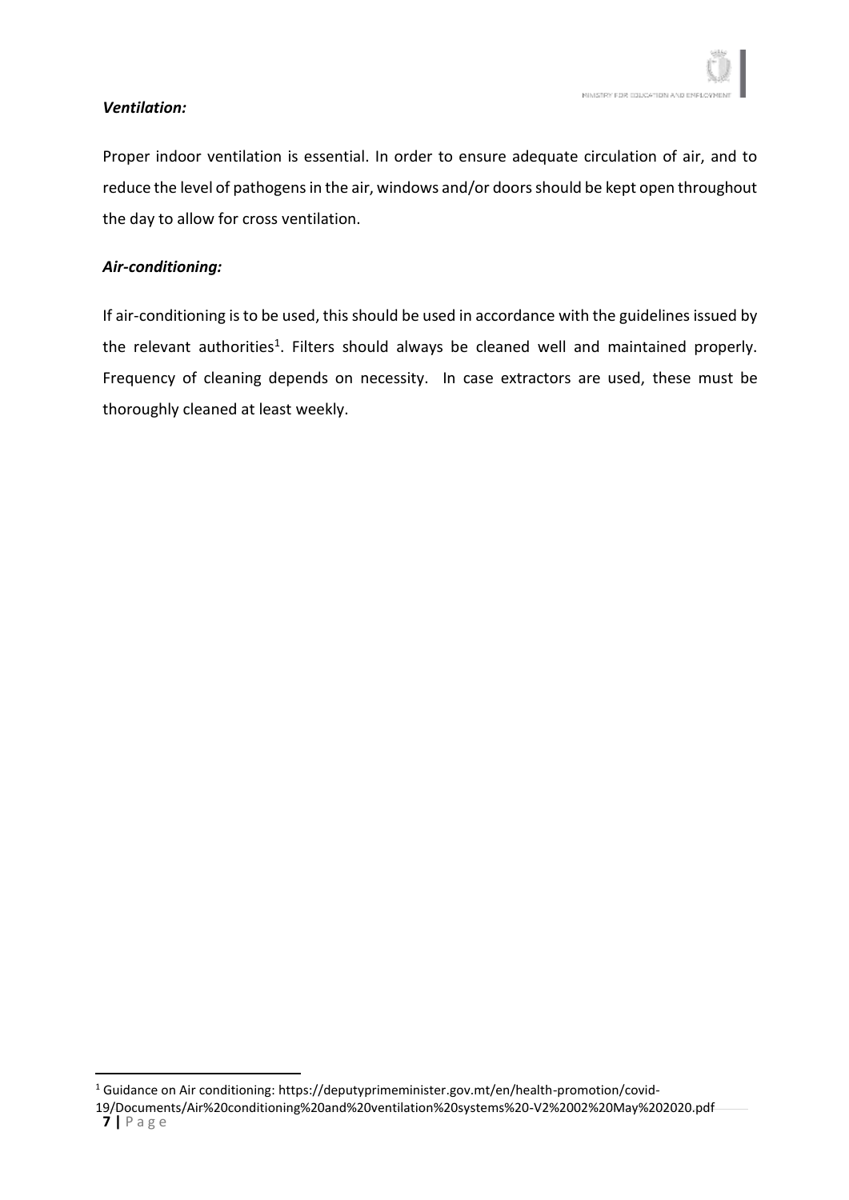***Ventilation:***

Proper indoor ventilation is essential. In order to ensure adequate circulation of air, and to reduce the level of pathogens in the air, windows and/or doors should be kept open throughout the day to allow for cross ventilation.

***Air-conditioning:***

If air-conditioning is to be used, this should be used in accordance with the guidelines issued by the relevant authorities[1]. Filters should always be cleaned well and maintained properly. Frequency of cleaning depends on necessity. In case extractors are used, these must be thoroughly cleaned at least weekly.

---

[1] Guidance on Air conditioning: https://deputyprimeminister.gov.mt/en/health-promotion/covid-19/Documents/Air%20conditioning%20and%20ventilation%20systems%20-V2%2002%20May%202020.pdf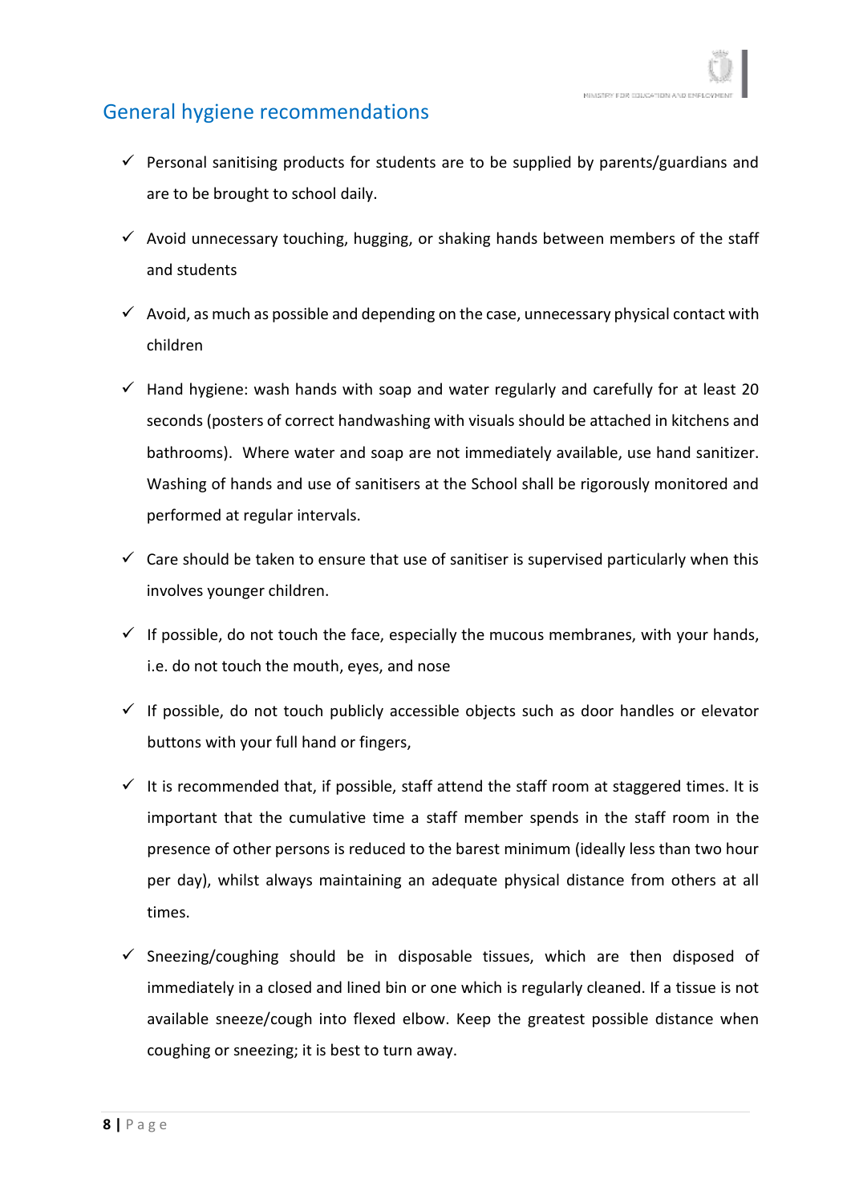## General hygiene recommendations

- ✓ Personal sanitising products for students are to be supplied by parents/guardians and are to be brought to school daily.
- ✓ Avoid unnecessary touching, hugging, or shaking hands between members of the staff and students
- ✓ Avoid, as much as possible and depending on the case, unnecessary physical contact with children
- ✓ Hand hygiene: wash hands with soap and water regularly and carefully for at least 20 seconds (posters of correct handwashing with visuals should be attached in kitchens and bathrooms). Where water and soap are not immediately available, use hand sanitizer. Washing of hands and use of sanitisers at the School shall be rigorously monitored and performed at regular intervals.
- ✓ Care should be taken to ensure that use of sanitiser is supervised particularly when this involves younger children.
- ✓ If possible, do not touch the face, especially the mucous membranes, with your hands, i.e. do not touch the mouth, eyes, and nose
- ✓ If possible, do not touch publicly accessible objects such as door handles or elevator buttons with your full hand or fingers,
- ✓ It is recommended that, if possible, staff attend the staff room at staggered times. It is important that the cumulative time a staff member spends in the staff room in the presence of other persons is reduced to the barest minimum (ideally less than two hour per day), whilst always maintaining an adequate physical distance from others at all times.
- ✓ Sneezing/coughing should be in disposable tissues, which are then disposed of immediately in a closed and lined bin or one which is regularly cleaned. If a tissue is not available sneeze/cough into flexed elbow. Keep the greatest possible distance when coughing or sneezing; it is best to turn away.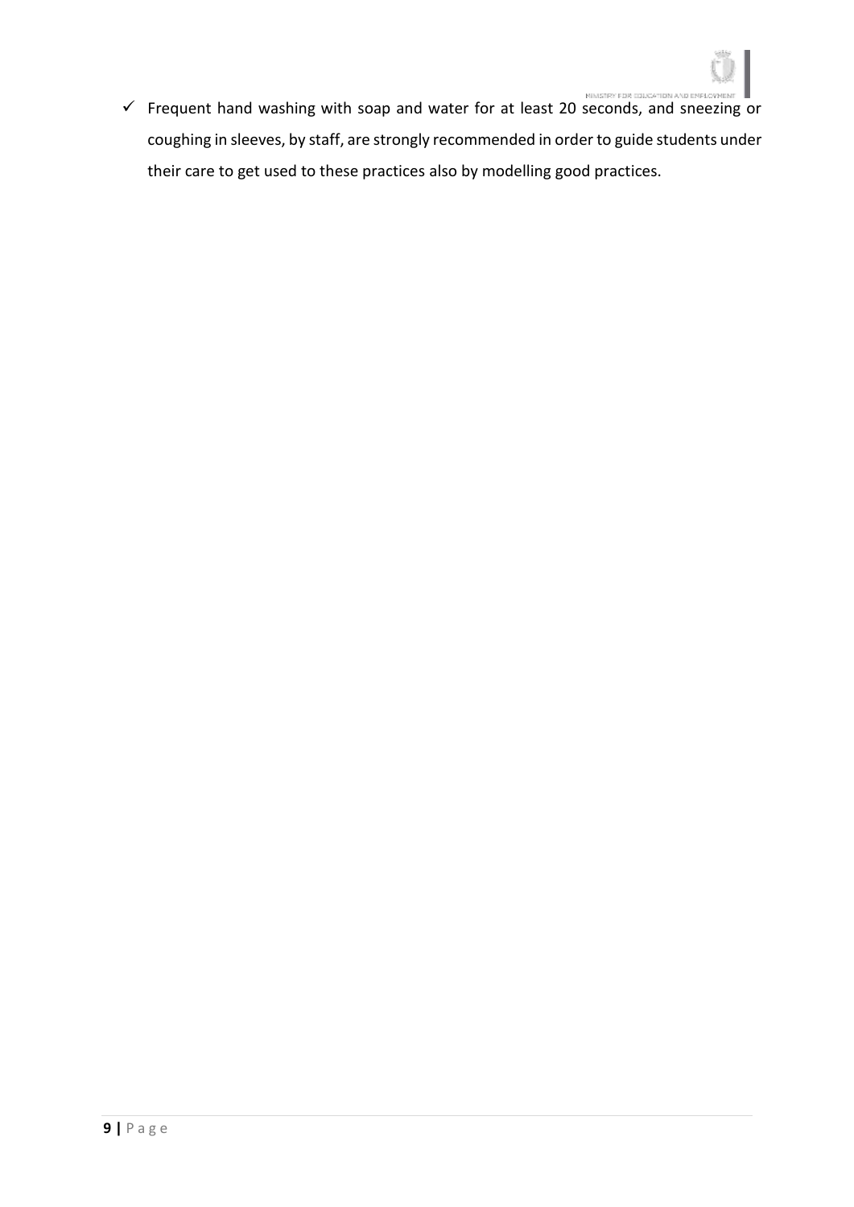- ✓ Frequent hand washing with soap and water for at least 20 seconds, and sneezing or coughing in sleeves, by staff, are strongly recommended in order to guide students under their care to get used to these practices also by modelling good practices.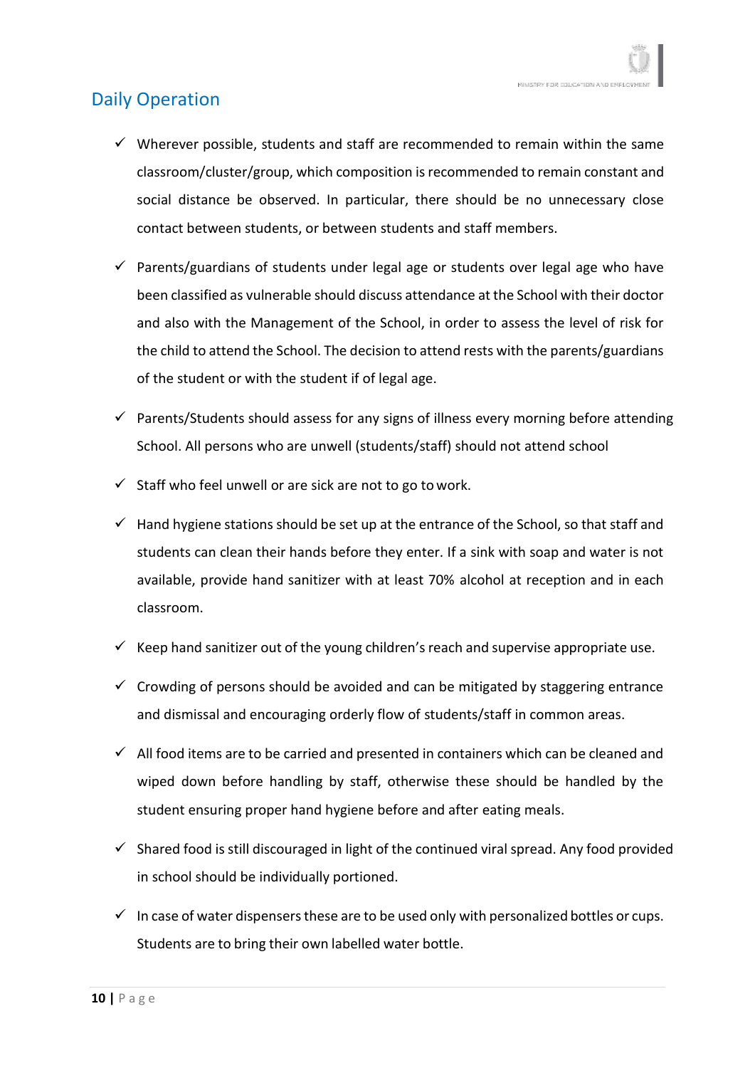## Daily Operation

- ✓ Wherever possible, students and staff are recommended to remain within the same classroom/cluster/group, which composition is recommended to remain constant and social distance be observed. In particular, there should be no unnecessary close contact between students, or between students and staff members.
- ✓ Parents/guardians of students under legal age or students over legal age who have been classified as vulnerable should discuss attendance at the School with their doctor and also with the Management of the School, in order to assess the level of risk for the child to attend the School. The decision to attend rests with the parents/guardians of the student or with the student if of legal age.
- ✓ Parents/Students should assess for any signs of illness every morning before attending School. All persons who are unwell (students/staff) should not attend school
- ✓ Staff who feel unwell or are sick are not to go to work.
- ✓ Hand hygiene stations should be set up at the entrance of the School, so that staff and students can clean their hands before they enter. If a sink with soap and water is not available, provide hand sanitizer with at least 70% alcohol at reception and in each classroom.
- ✓ Keep hand sanitizer out of the young children's reach and supervise appropriate use.
- ✓ Crowding of persons should be avoided and can be mitigated by staggering entrance and dismissal and encouraging orderly flow of students/staff in common areas.
- ✓ All food items are to be carried and presented in containers which can be cleaned and wiped down before handling by staff, otherwise these should be handled by the student ensuring proper hand hygiene before and after eating meals.
- ✓ Shared food is still discouraged in light of the continued viral spread. Any food provided in school should be individually portioned.
- ✓ In case of water dispensers these are to be used only with personalized bottles or cups. Students are to bring their own labelled water bottle.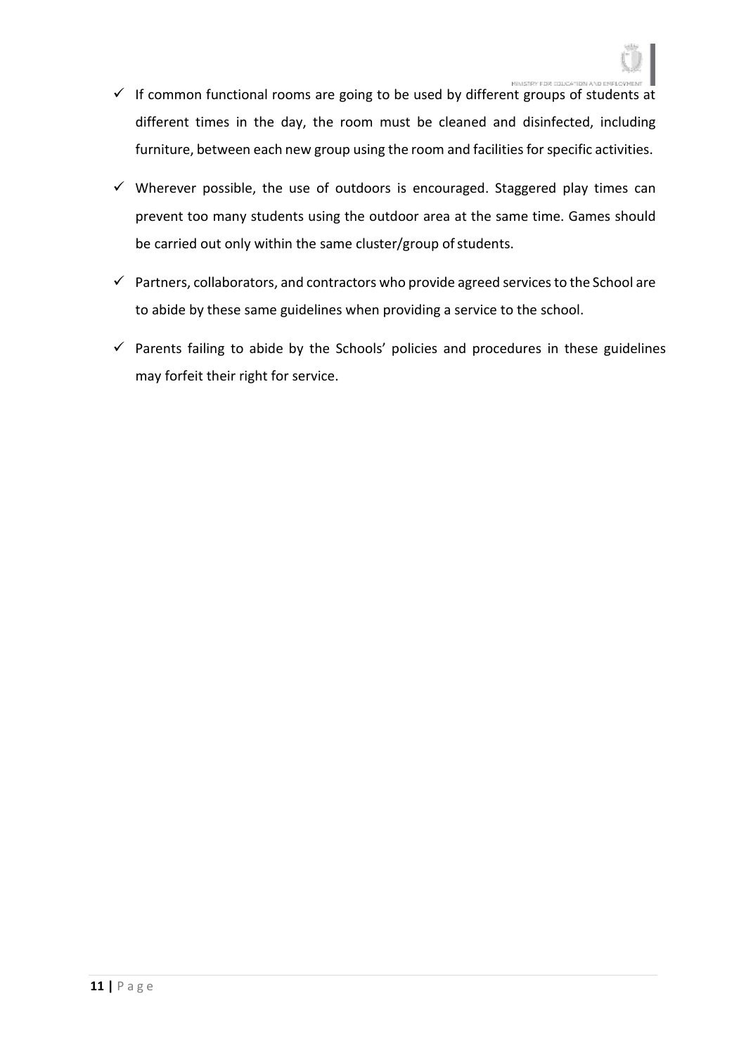- ✓ If common functional rooms are going to be used by different groups of students at different times in the day, the room must be cleaned and disinfected, including furniture, between each new group using the room and facilities for specific activities.
- ✓ Wherever possible, the use of outdoors is encouraged. Staggered play times can prevent too many students using the outdoor area at the same time. Games should be carried out only within the same cluster/group of students.
- ✓ Partners, collaborators, and contractors who provide agreed services to the School are to abide by these same guidelines when providing a service to the school.
- ✓ Parents failing to abide by the Schools' policies and procedures in these guidelines may forfeit their right for service.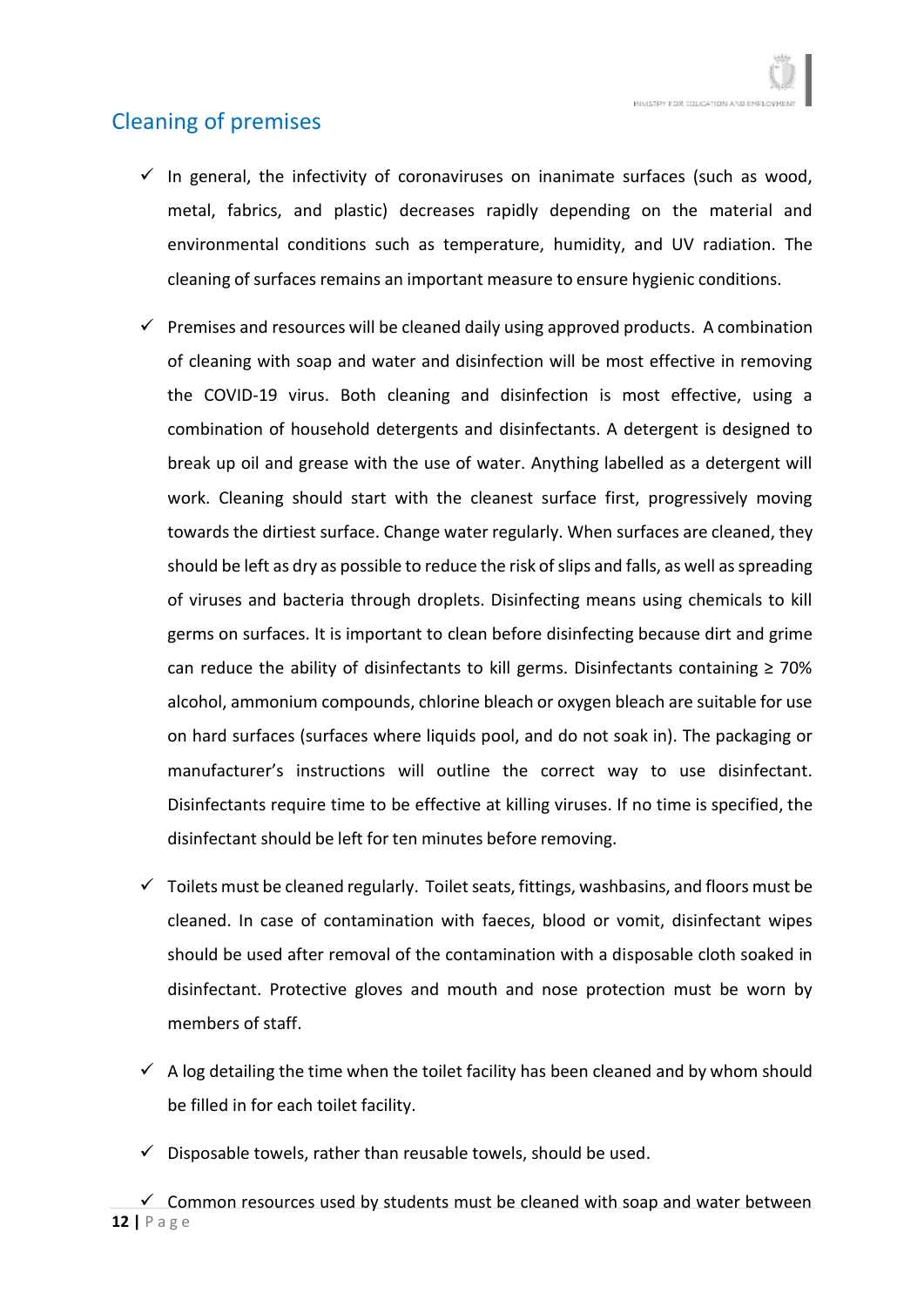## Cleaning of premises

- ✓ In general, the infectivity of coronaviruses on inanimate surfaces (such as wood, metal, fabrics, and plastic) decreases rapidly depending on the material and environmental conditions such as temperature, humidity, and UV radiation. The cleaning of surfaces remains an important measure to ensure hygienic conditions.

- ✓ Premises and resources will be cleaned daily using approved products. A combination of cleaning with soap and water and disinfection will be most effective in removing the COVID-19 virus. Both cleaning and disinfection is most effective, using a combination of household detergents and disinfectants. A detergent is designed to break up oil and grease with the use of water. Anything labelled as a detergent will work. Cleaning should start with the cleanest surface first, progressively moving towards the dirtiest surface. Change water regularly. When surfaces are cleaned, they should be left as dry as possible to reduce the risk of slips and falls, as well as spreading of viruses and bacteria through droplets. Disinfecting means using chemicals to kill germs on surfaces. It is important to clean before disinfecting because dirt and grime can reduce the ability of disinfectants to kill germs. Disinfectants containing ≥ 70% alcohol, ammonium compounds, chlorine bleach or oxygen bleach are suitable for use on hard surfaces (surfaces where liquids pool, and do not soak in). The packaging or manufacturer's instructions will outline the correct way to use disinfectant. Disinfectants require time to be effective at killing viruses. If no time is specified, the disinfectant should be left for ten minutes before removing.

- ✓ Toilets must be cleaned regularly. Toilet seats, fittings, washbasins, and floors must be cleaned. In case of contamination with faeces, blood or vomit, disinfectant wipes should be used after removal of the contamination with a disposable cloth soaked in disinfectant. Protective gloves and mouth and nose protection must be worn by members of staff.

- ✓ A log detailing the time when the toilet facility has been cleaned and by whom should be filled in for each toilet facility.

- ✓ Disposable towels, rather than reusable towels, should be used.

- ✓ Common resources used by students must be cleaned with soap and water between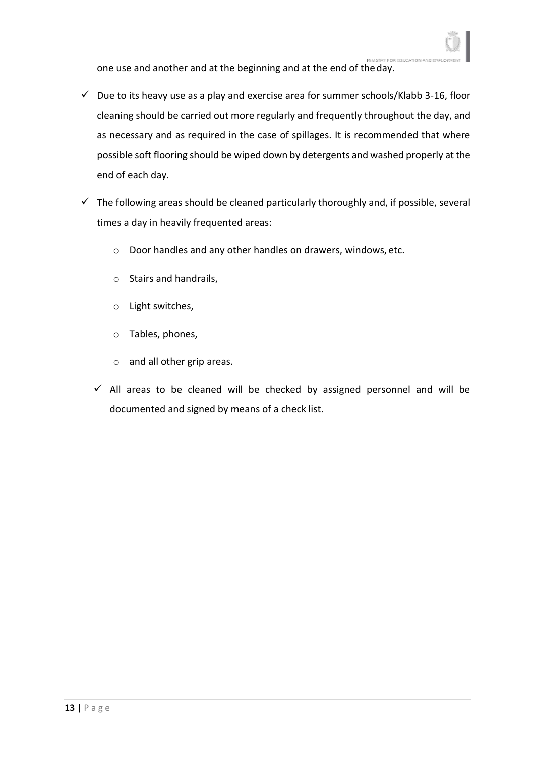one use and another and at the beginning and at the end of the day.

- ✓ Due to its heavy use as a play and exercise area for summer schools/Klabb 3-16, floor cleaning should be carried out more regularly and frequently throughout the day, and as necessary and as required in the case of spillages. It is recommended that where possible soft flooring should be wiped down by detergents and washed properly at the end of each day.
- ✓ The following areas should be cleaned particularly thoroughly and, if possible, several times a day in heavily frequented areas:
  - Door handles and any other handles on drawers, windows, etc.
  - Stairs and handrails,
  - Light switches,
  - Tables, phones,
  - and all other grip areas.
- ✓ All areas to be cleaned will be checked by assigned personnel and will be documented and signed by means of a check list.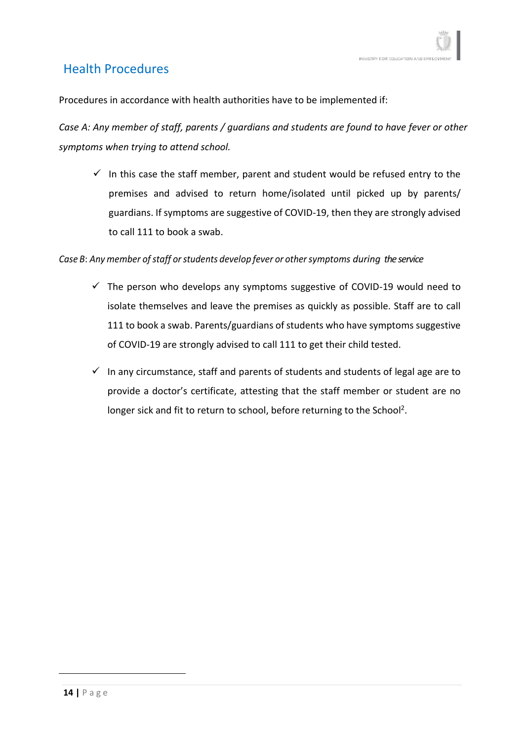## Health Procedures

Procedures in accordance with health authorities have to be implemented if:

*Case A: Any member of staff, parents / guardians and students are found to have fever or other symptoms when trying to attend school.*

- ✓ In this case the staff member, parent and student would be refused entry to the premises and advised to return home/isolated until picked up by parents/ guardians. If symptoms are suggestive of COVID-19, then they are strongly advised to call 111 to book a swab.

*Case B: Any member of staff or students develop fever or other symptoms during the service*

- ✓ The person who develops any symptoms suggestive of COVID-19 would need to isolate themselves and leave the premises as quickly as possible. Staff are to call 111 to book a swab. Parents/guardians of students who have symptoms suggestive of COVID-19 are strongly advised to call 111 to get their child tested.
- ✓ In any circumstance, staff and parents of students and students of legal age are to provide a doctor's certificate, attesting that the staff member or student are no longer sick and fit to return to school, before returning to the School[2].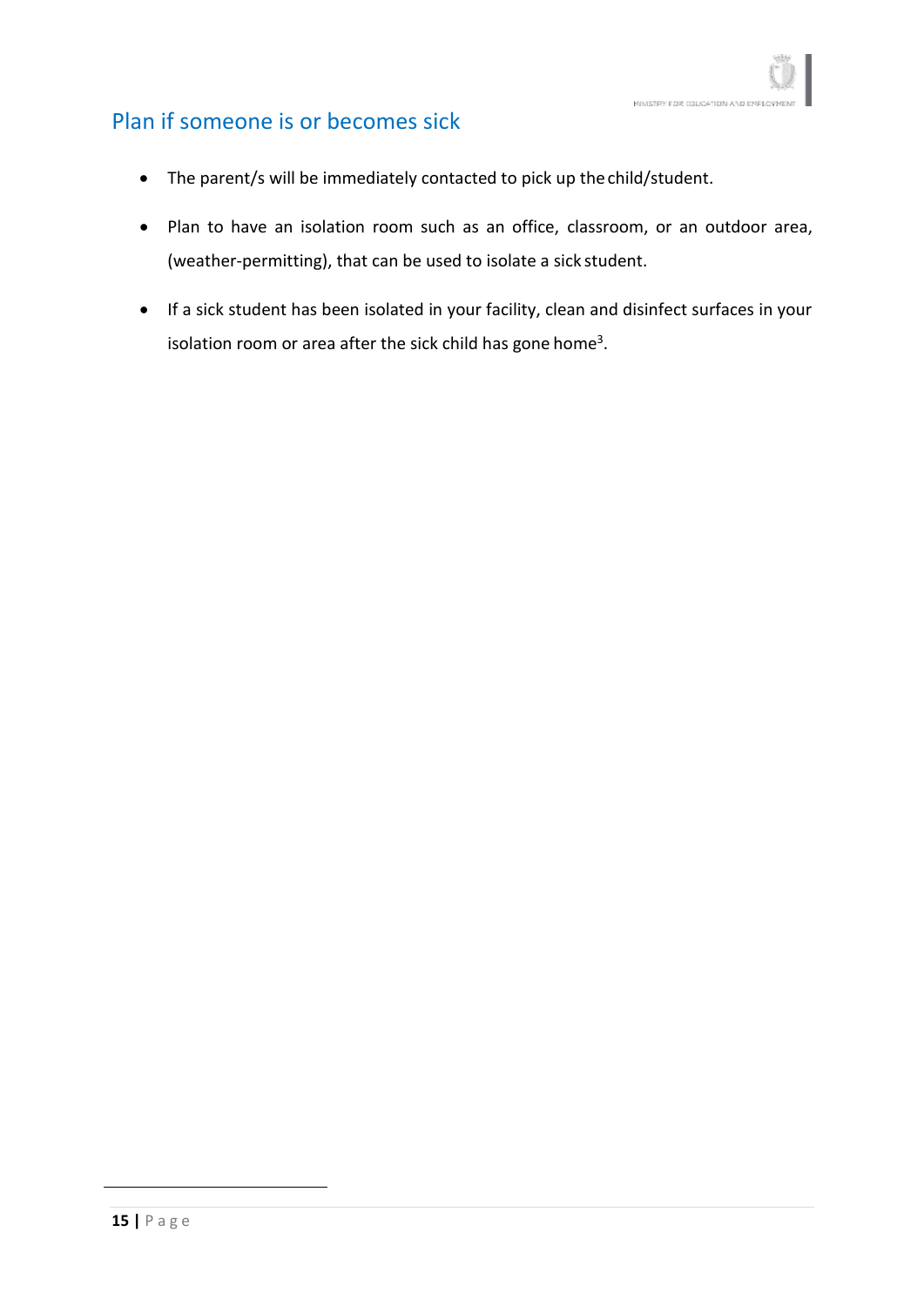## Plan if someone is or becomes sick

- The parent/s will be immediately contacted to pick up the child/student.
- Plan to have an isolation room such as an office, classroom, or an outdoor area, (weather-permitting), that can be used to isolate a sick student.
- If a sick student has been isolated in your facility, clean and disinfect surfaces in your isolation room or area after the sick child has gone home[3].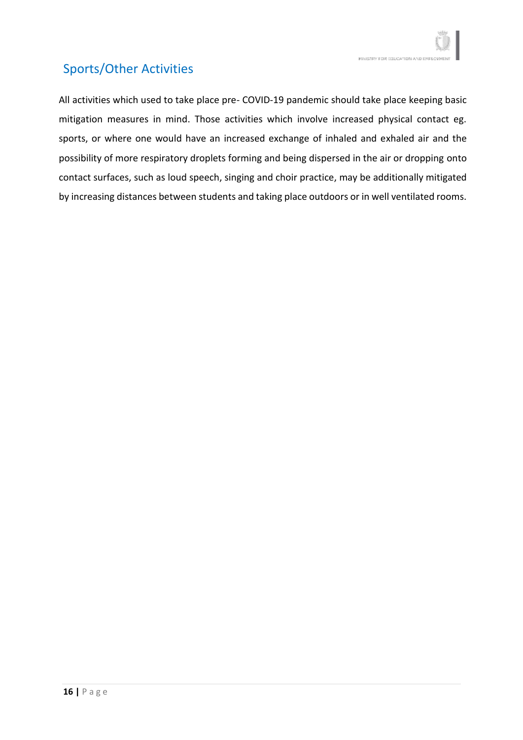## Sports/Other Activities

All activities which used to take place pre- COVID-19 pandemic should take place keeping basic mitigation measures in mind. Those activities which involve increased physical contact eg. sports, or where one would have an increased exchange of inhaled and exhaled air and the possibility of more respiratory droplets forming and being dispersed in the air or dropping onto contact surfaces, such as loud speech, singing and choir practice, may be additionally mitigated by increasing distances between students and taking place outdoors or in well ventilated rooms.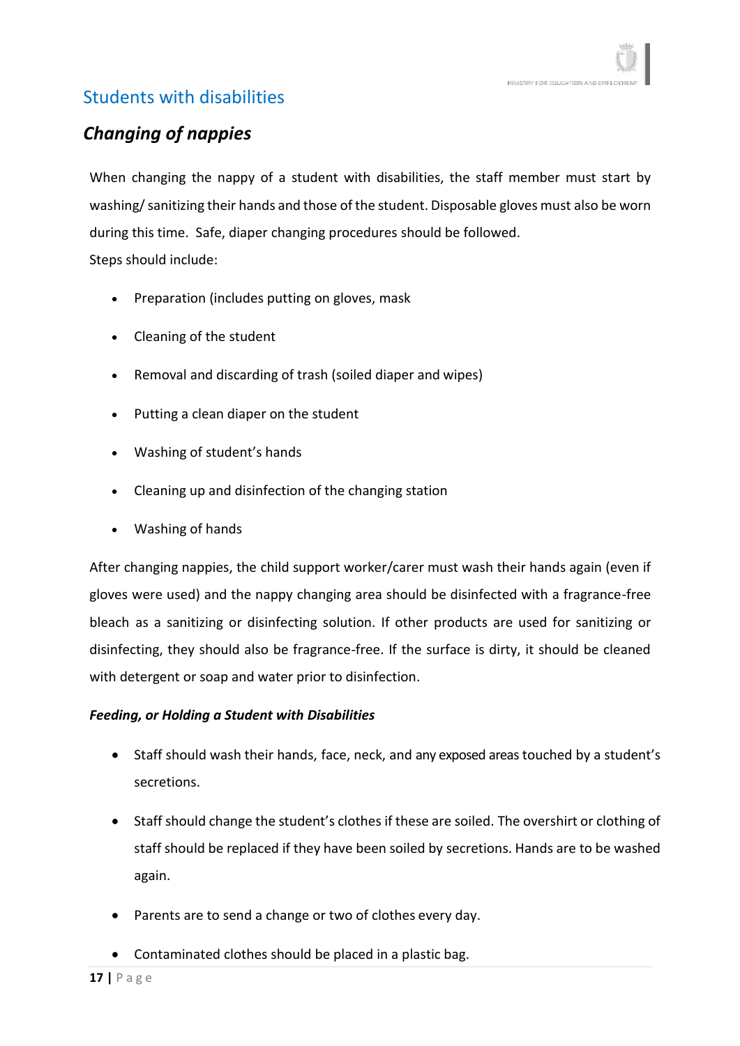## Students with disabilities

### *Changing of nappies*

When changing the nappy of a student with disabilities, the staff member must start by washing/ sanitizing their hands and those of the student. Disposable gloves must also be worn during this time. Safe, diaper changing procedures should be followed.
Steps should include:

- Preparation (includes putting on gloves, mask
- Cleaning of the student
- Removal and discarding of trash (soiled diaper and wipes)
- Putting a clean diaper on the student
- Washing of student's hands
- Cleaning up and disinfection of the changing station
- Washing of hands

After changing nappies, the child support worker/carer must wash their hands again (even if gloves were used) and the nappy changing area should be disinfected with a fragrance-free bleach as a sanitizing or disinfecting solution. If other products are used for sanitizing or disinfecting, they should also be fragrance-free. If the surface is dirty, it should be cleaned with detergent or soap and water prior to disinfection.

***Feeding, or Holding a Student with Disabilities***

- Staff should wash their hands, face, neck, and any exposed areas touched by a student's secretions.
- Staff should change the student's clothes if these are soiled. The overshirt or clothing of staff should be replaced if they have been soiled by secretions. Hands are to be washed again.
- Parents are to send a change or two of clothes every day.
- Contaminated clothes should be placed in a plastic bag.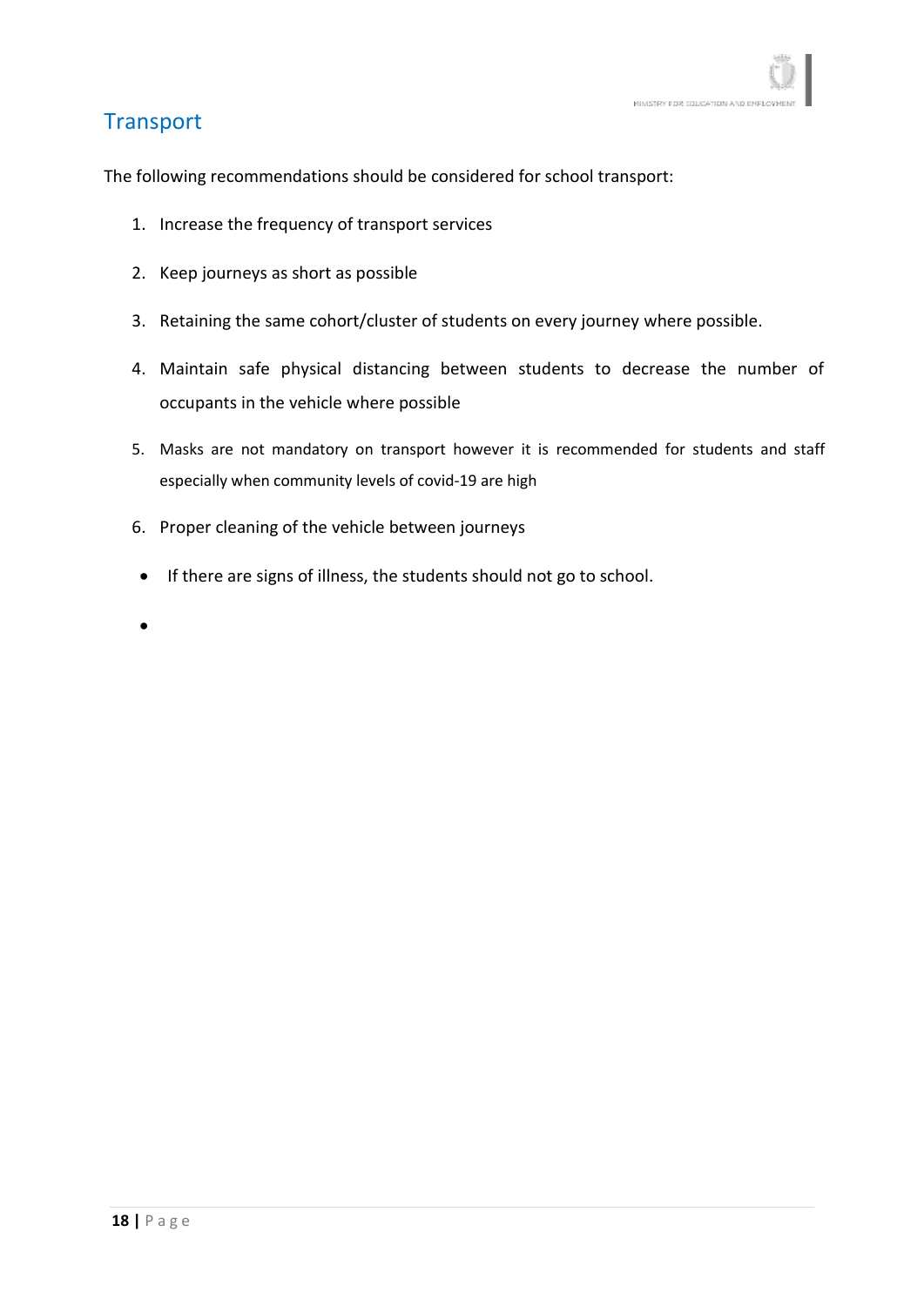## Transport

The following recommendations should be considered for school transport:

1. Increase the frequency of transport services
2. Keep journeys as short as possible
3. Retaining the same cohort/cluster of students on every journey where possible.
4. Maintain safe physical distancing between students to decrease the number of occupants in the vehicle where possible
5. Masks are not mandatory on transport however it is recommended for students and staff especially when community levels of covid-19 are high
6. Proper cleaning of the vehicle between journeys

- If there are signs of illness, the students should not go to school.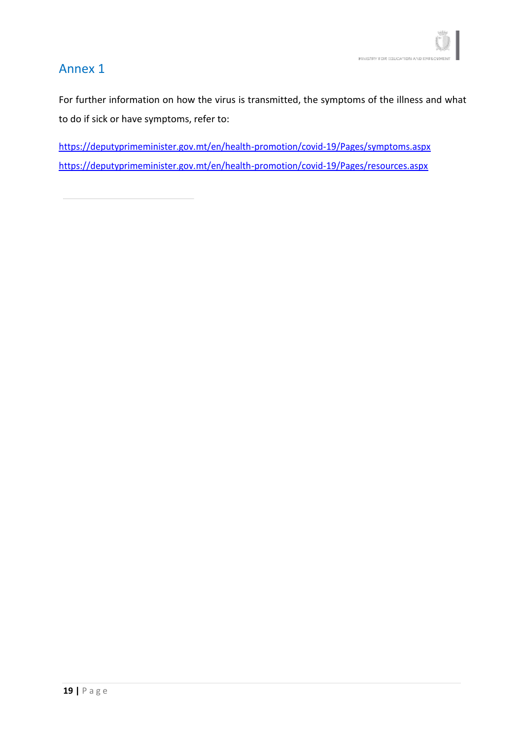## Annex 1

For further information on how the virus is transmitted, the symptoms of the illness and what to do if sick or have symptoms, refer to:

https://deputyprimeminister.gov.mt/en/health-promotion/covid-19/Pages/symptoms.aspx
https://deputyprimeminister.gov.mt/en/health-promotion/covid-19/Pages/resources.aspx